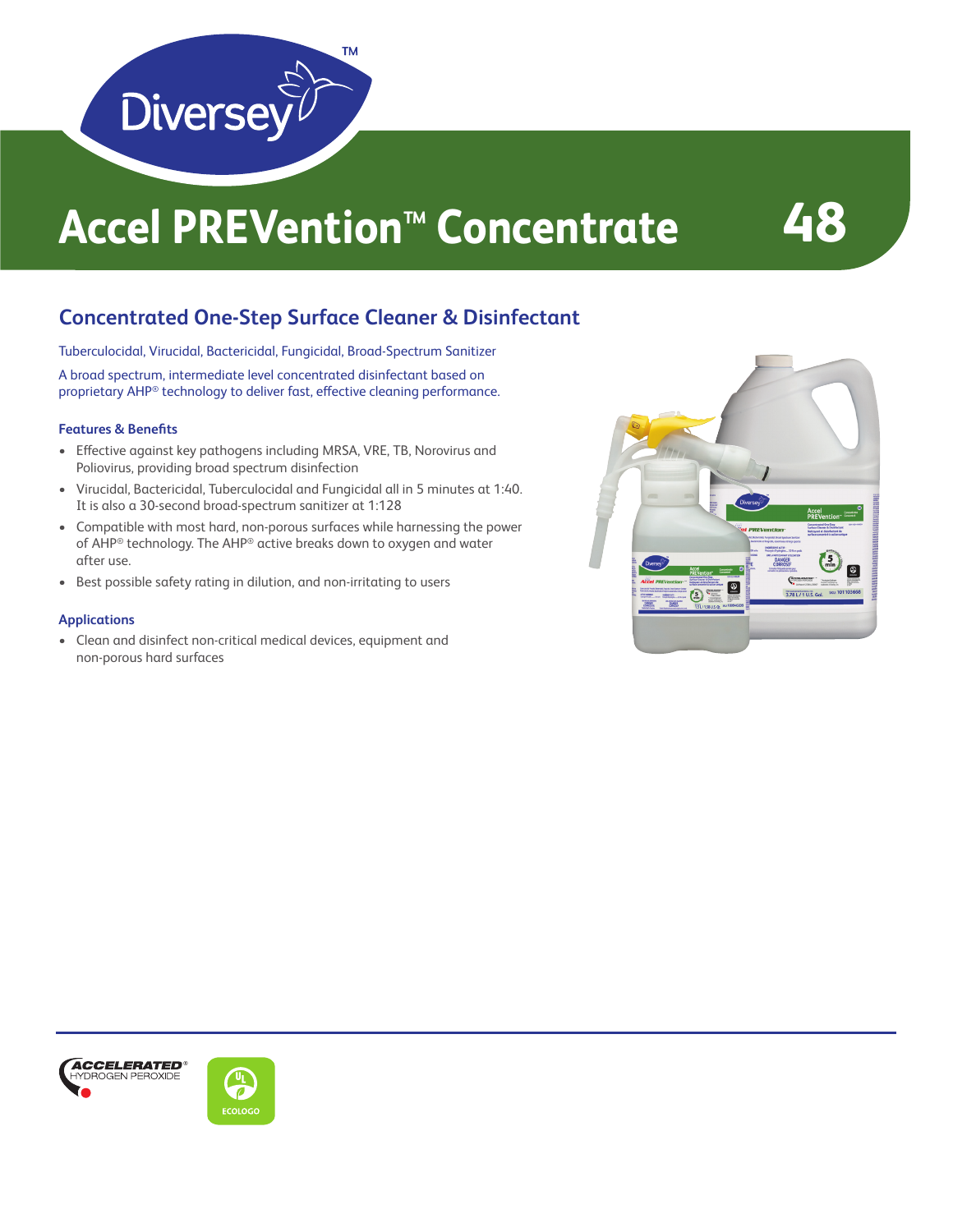# Accel PREVention™ Concentrate 48

## Concentrated One-Step Surface Cleaner & Disinfectant

Tuberculocidal, Virucidal, Bactericidal, Fungicidal, Broad-Spectrum Sanitizer

A broad spectrum, intermediate level concentrated disinfectant based on proprietary AHP® technology to deliver fast, effective cleaning performance.

### Features & Benefits

- Effective against key pathogens including MRSA, VRE, TB, Norovirus and Poliovirus, providing broad spectrum disinfection
- Virucidal, Bactericidal, Tuberculocidal and Fungicidal all in 5 minutes at 1:40. It is also a 30-second broad-spectrum sanitizer at 1:128
- Compatible with most hard, non-porous surfaces while harnessing the power of AHP® technology. The AHP® active breaks down to oxygen and water after use.
- Best possible safety rating in dilution, and non-irritating to users

### Applications

- Clean and disinfect non-critical medical devices, equipment and non-porous hard surfaces

ACCELERATED® HYDROGEN PEROXIDE

ECOLOGO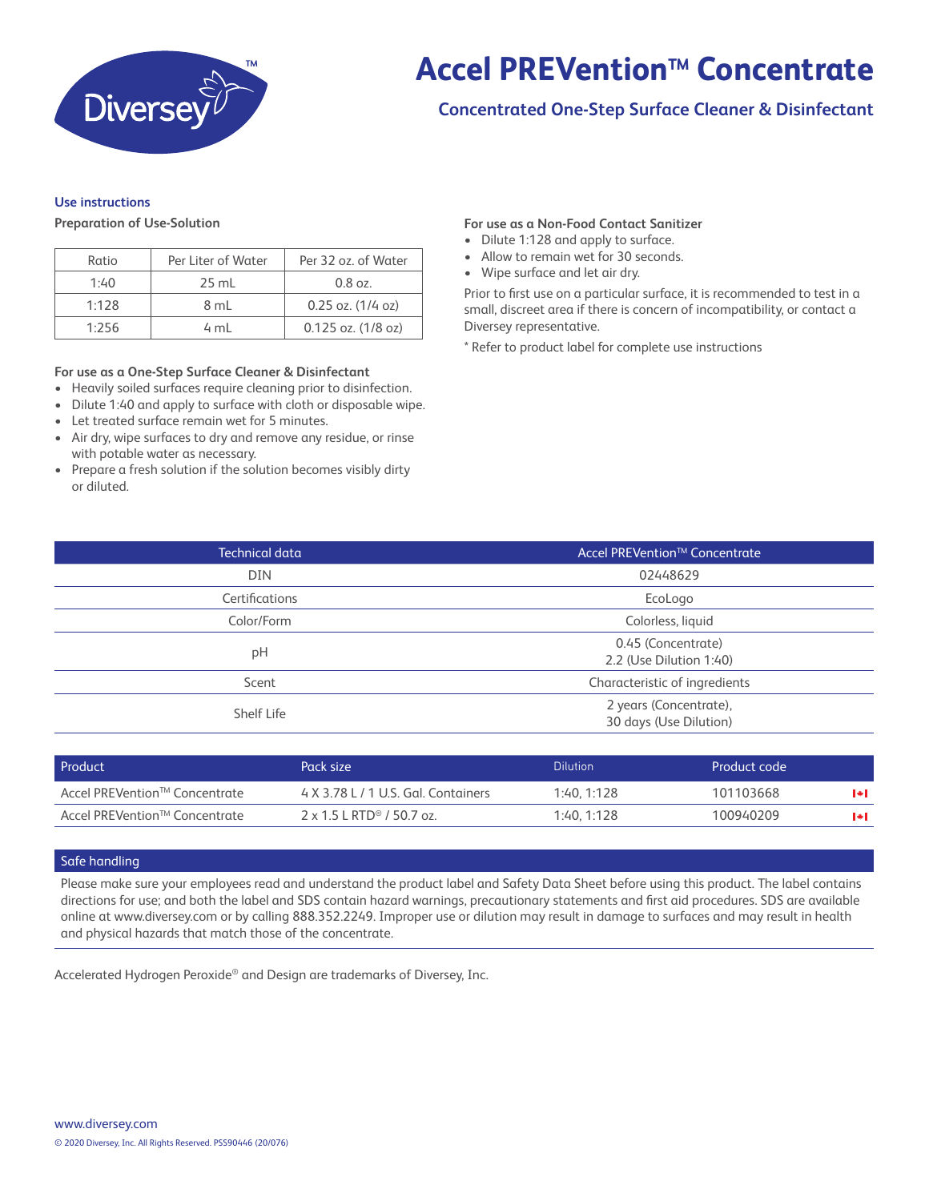# Accel PREVention™ Concentrate

## Concentrated One-Step Surface Cleaner & Disinfectant

### Use instructions

**Preparation of Use-Solution**

| Ratio | Per Liter of Water | Per 32 oz. of Water |
|---|---|---|
| 1:40 | 25 mL | 0.8 oz. |
| 1:128 | 8 mL | 0.25 oz. (1/4 oz) |
| 1:256 | 4 mL | 0.125 oz. (1/8 oz) |

**For use as a One-Step Surface Cleaner & Disinfectant**

- Heavily soiled surfaces require cleaning prior to disinfection.
- Dilute 1:40 and apply to surface with cloth or disposable wipe.
- Let treated surface remain wet for 5 minutes.
- Air dry, wipe surfaces to dry and remove any residue, or rinse with potable water as necessary.
- Prepare a fresh solution if the solution becomes visibly dirty or diluted.

**For use as a Non-Food Contact Sanitizer**

- Dilute 1:128 and apply to surface.
- Allow to remain wet for 30 seconds.
- Wipe surface and let air dry.

Prior to first use on a particular surface, it is recommended to test in a small, discreet area if there is concern of incompatibility, or contact a Diversey representative.

* Refer to product label for complete use instructions

| Technical data | Accel PREVention™ Concentrate |
|---|---|
| DIN | 02448629 |
| Certifications | EcoLogo |
| Color/Form | Colorless, liquid |
| pH | 0.45 (Concentrate)<br>2.2 (Use Dilution 1:40) |
| Scent | Characteristic of ingredients |
| Shelf Life | 2 years (Concentrate),<br>30 days (Use Dilution) |

| Product | Pack size | Dilution | Product code |
|---|---|---|---|
| Accel PREVention™ Concentrate | 4 X 3.78 L / 1 U.S. Gal. Containers | 1:40, 1:128 | 101103668 |
| Accel PREVention™ Concentrate | 2 x 1.5 L RTD® / 50.7 oz. | 1:40, 1:128 | 100940209 |

### Safe handling

Please make sure your employees read and understand the product label and Safety Data Sheet before using this product. The label contains directions for use; and both the label and SDS contain hazard warnings, precautionary statements and first aid procedures. SDS are available online at www.diversey.com or by calling 888.352.2249. Improper use or dilution may result in damage to surfaces and may result in health and physical hazards that match those of the concentrate.

Accelerated Hydrogen Peroxide® and Design are trademarks of Diversey, Inc.

www.diversey.com

© 2020 Diversey, Inc. All Rights Reserved. PSS90446 (20/076)